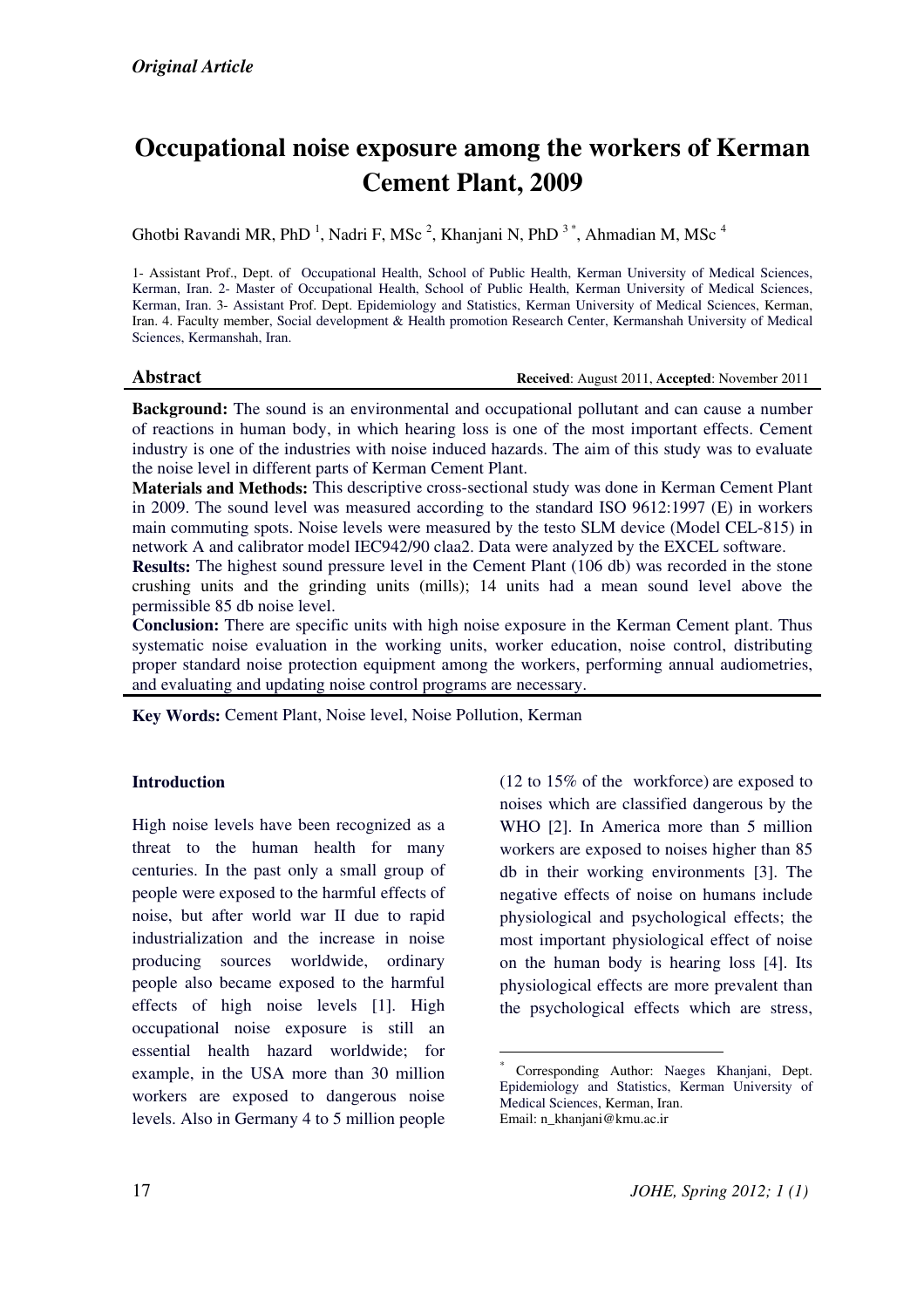*Original Article*

# Occupational noise exposure among the workers of Kerman Cement Plant, 2009

Ghotbi Ravandi MR, PhD [1], Nadri F, MSc [2], Khanjani N, PhD [3*], Ahmadian M, MSc [4]

1- Assistant Prof., Dept. of Occupational Health, School of Public Health, Kerman University of Medical Sciences, Kerman, Iran. 2- Master of Occupational Health, School of Public Health, Kerman University of Medical Sciences, Kerman, Iran. 3- Assistant Prof. Dept. Epidemiology and Statistics, Kerman University of Medical Sciences, Kerman, Iran. 4. Faculty member, Social development & Health promotion Research Center, Kermanshah University of Medical Sciences, Kermanshah, Iran.

## Abstract

**Received**: August 2011, **Accepted**: November 2011

**Background:** The sound is an environmental and occupational pollutant and can cause a number of reactions in human body, in which hearing loss is one of the most important effects. Cement industry is one of the industries with noise induced hazards. The aim of this study was to evaluate the noise level in different parts of Kerman Cement Plant.

**Materials and Methods:** This descriptive cross-sectional study was done in Kerman Cement Plant in 2009. The sound level was measured according to the standard ISO 9612:1997 (E) in workers main commuting spots. Noise levels were measured by the testo SLM device (Model CEL-815) in network A and calibrator model IEC942/90 claa2. Data were analyzed by the EXCEL software.

**Results:** The highest sound pressure level in the Cement Plant (106 db) was recorded in the stone crushing units and the grinding units (mills); 14 units had a mean sound level above the permissible 85 db noise level.

**Conclusion:** There are specific units with high noise exposure in the Kerman Cement plant. Thus systematic noise evaluation in the working units, worker education, noise control, distributing proper standard noise protection equipment among the workers, performing annual audiometries, and evaluating and updating noise control programs are necessary.

**Key Words:** Cement Plant, Noise level, Noise Pollution, Kerman

## Introduction

High noise levels have been recognized as a threat to the human health for many centuries. In the past only a small group of people were exposed to the harmful effects of noise, but after world war II due to rapid industrialization and the increase in noise producing sources worldwide, ordinary people also became exposed to the harmful effects of high noise levels [1]. High occupational noise exposure is still an essential health hazard worldwide; for example, in the USA more than 30 million workers are exposed to dangerous noise levels. Also in Germany 4 to 5 million people (12 to 15% of the workforce) are exposed to noises which are classified dangerous by the WHO [2]. In America more than 5 million workers are exposed to noises higher than 85 db in their working environments [3]. The negative effects of noise on humans include physiological and psychological effects; the most important physiological effect of noise on the human body is hearing loss [4]. Its physiological effects are more prevalent than the psychological effects which are stress,

[*] Corresponding Author: Naeges Khanjani, Dept. Epidemiology and Statistics, Kerman University of Medical Sciences, Kerman, Iran.
Email: n_khanjani@kmu.ac.ir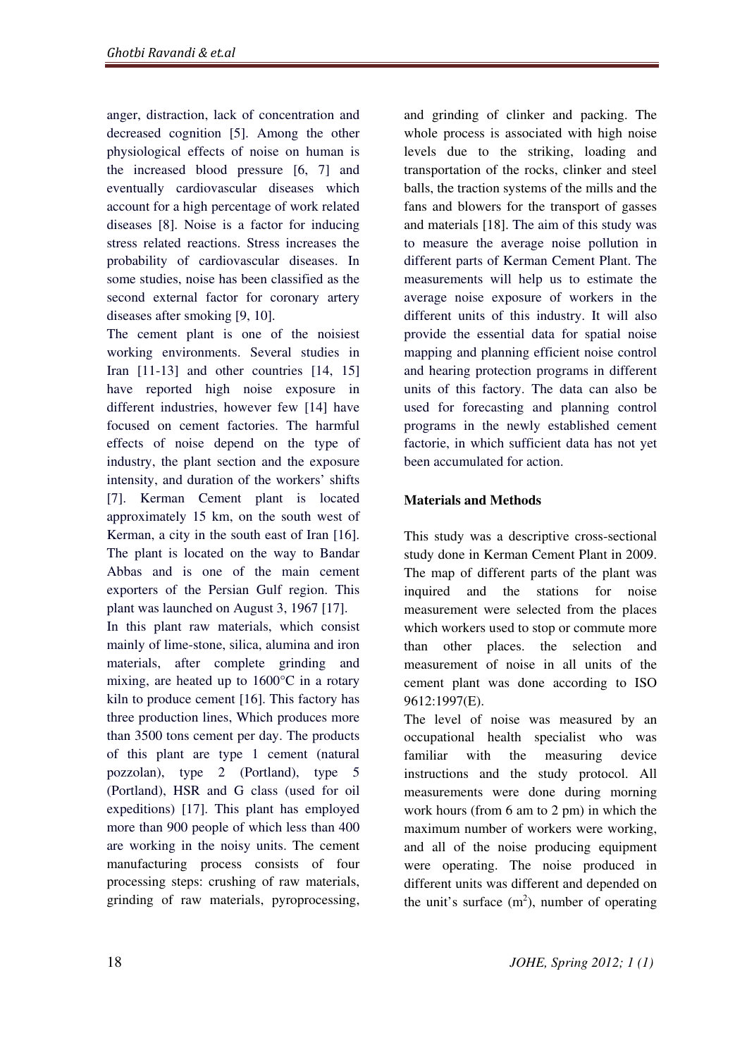anger, distraction, lack of concentration and decreased cognition [5]. Among the other physiological effects of noise on human is the increased blood pressure [6, 7] and eventually cardiovascular diseases which account for a high percentage of work related diseases [8]. Noise is a factor for inducing stress related reactions. Stress increases the probability of cardiovascular diseases. In some studies, noise has been classified as the second external factor for coronary artery diseases after smoking [9, 10].

The cement plant is one of the noisiest working environments. Several studies in Iran [11-13] and other countries [14, 15] have reported high noise exposure in different industries, however few [14] have focused on cement factories. The harmful effects of noise depend on the type of industry, the plant section and the exposure intensity, and duration of the workers' shifts [7]. Kerman Cement plant is located approximately 15 km, on the south west of Kerman, a city in the south east of Iran [16]. The plant is located on the way to Bandar Abbas and is one of the main cement exporters of the Persian Gulf region. This plant was launched on August 3, 1967 [17].

In this plant raw materials, which consist mainly of lime-stone, silica, alumina and iron materials, after complete grinding and mixing, are heated up to 1600°C in a rotary kiln to produce cement [16]. This factory has three production lines, Which produces more than 3500 tons cement per day. The products of this plant are type 1 cement (natural pozzolan), type 2 (Portland), type 5 (Portland), HSR and G class (used for oil expeditions) [17]. This plant has employed more than 900 people of which less than 400 are working in the noisy units. The cement manufacturing process consists of four processing steps: crushing of raw materials, grinding of raw materials, pyroprocessing, and grinding of clinker and packing. The whole process is associated with high noise levels due to the striking, loading and transportation of the rocks, clinker and steel balls, the traction systems of the mills and the fans and blowers for the transport of gasses and materials [18]. The aim of this study was to measure the average noise pollution in different parts of Kerman Cement Plant. The measurements will help us to estimate the average noise exposure of workers in the different units of this industry. It will also provide the essential data for spatial noise mapping and planning efficient noise control and hearing protection programs in different units of this factory. The data can also be used for forecasting and planning control programs in the newly established cement factorie, in which sufficient data has not yet been accumulated for action.

## Materials and Methods

This study was a descriptive cross-sectional study done in Kerman Cement Plant in 2009. The map of different parts of the plant was inquired and the stations for noise measurement were selected from the places which workers used to stop or commute more than other places. the selection and measurement of noise in all units of the cement plant was done according to ISO 9612:1997(E).

The level of noise was measured by an occupational health specialist who was familiar with the measuring device instructions and the study protocol. All measurements were done during morning work hours (from 6 am to 2 pm) in which the maximum number of workers were working, and all of the noise producing equipment were operating. The noise produced in different units was different and depended on the unit's surface ($m^2$), number of operating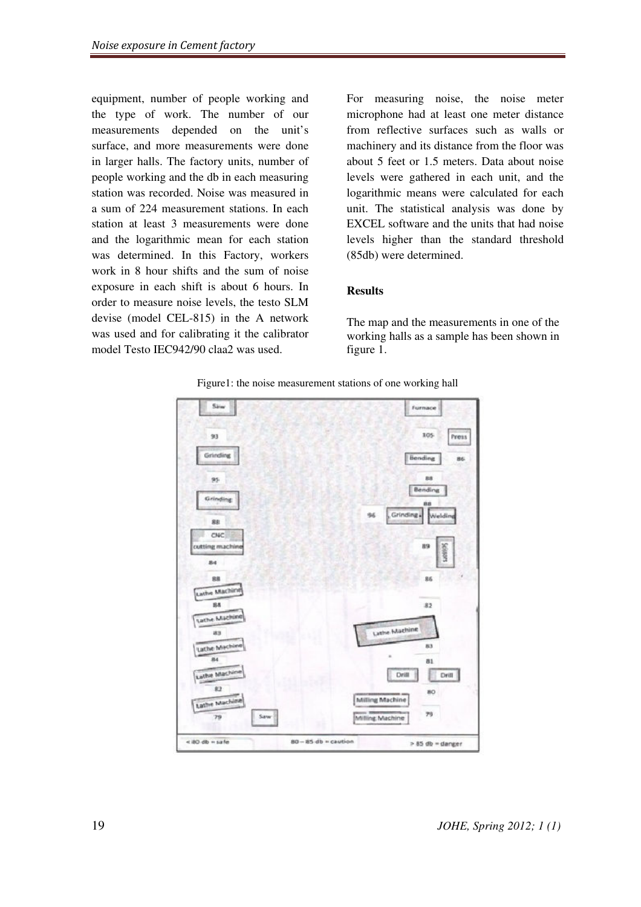equipment, number of people working and the type of work. The number of our measurements depended on the unit's surface, and more measurements were done in larger halls. The factory units, number of people working and the db in each measuring station was recorded. Noise was measured in a sum of 224 measurement stations. In each station at least 3 measurements were done and the logarithmic mean for each station was determined. In this Factory, workers work in 8 hour shifts and the sum of noise exposure in each shift is about 6 hours. In order to measure noise levels, the testo SLM devise (model CEL-815) in the A network was used and for calibrating it the calibrator model Testo IEC942/90 claa2 was used.

For measuring noise, the noise meter microphone had at least one meter distance from reflective surfaces such as walls or machinery and its distance from the floor was about 5 feet or 1.5 meters. Data about noise levels were gathered in each unit, and the logarithmic means were calculated for each unit. The statistical analysis was done by EXCEL software and the units that had noise levels higher than the standard threshold (85db) were determined.

**Results**

The map and the measurements in one of the working halls as a sample has been shown in figure 1.

Figure1: the noise measurement stations of one working hall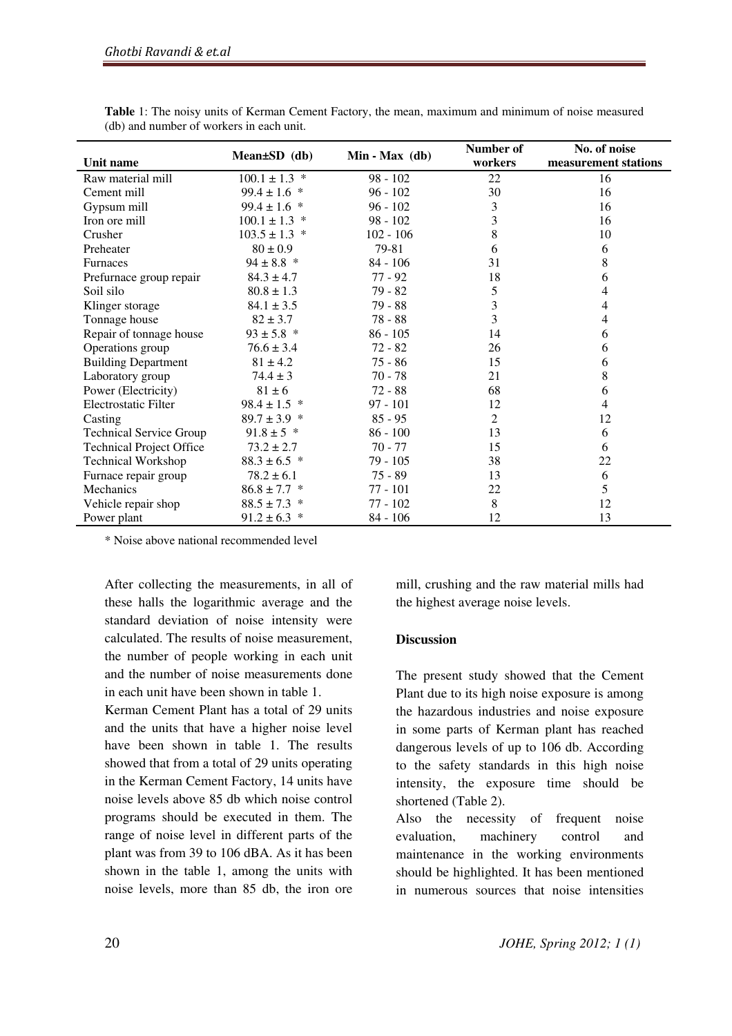**Table** 1: The noisy units of Kerman Cement Factory, the mean, maximum and minimum of noise measured (db) and number of workers in each unit.

| Unit name | Mean±SD (db) | Min - Max (db) | Number of workers | No. of noise measurement stations |
|---|---|---|---|---|
| Raw material mill | 100.1 ± 1.3 * | 98 - 102 | 22 | 16 |
| Cement mill | 99.4 ± 1.6 * | 96 - 102 | 30 | 16 |
| Gypsum mill | 99.4 ± 1.6 * | 96 - 102 | 3 | 16 |
| Iron ore mill | 100.1 ± 1.3 * | 98 - 102 | 3 | 16 |
| Crusher | 103.5 ± 1.3 * | 102 - 106 | 8 | 10 |
| Preheater | 80 ± 0.9 | 79-81 | 6 | 6 |
| Furnaces | 94 ± 8.8 * | 84 - 106 | 31 | 8 |
| Prefurnace group repair | 84.3 ± 4.7 | 77 - 92 | 18 | 6 |
| Soil silo | 80.8 ± 1.3 | 79 - 82 | 5 | 4 |
| Klinger storage | 84.1 ± 3.5 | 79 - 88 | 3 | 4 |
| Tonnage house | 82 ± 3.7 | 78 - 88 | 3 | 4 |
| Repair of tonnage house | 93 ± 5.8 * | 86 - 105 | 14 | 6 |
| Operations group | 76.6 ± 3.4 | 72 - 82 | 26 | 6 |
| Building Department | 81 ± 4.2 | 75 - 86 | 15 | 6 |
| Laboratory group | 74.4 ± 3 | 70 - 78 | 21 | 8 |
| Power (Electricity) | 81 ± 6 | 72 - 88 | 68 | 6 |
| Electrostatic Filter | 98.4 ± 1.5 * | 97 - 101 | 12 | 4 |
| Casting | 89.7 ± 3.9 * | 85 - 95 | 2 | 12 |
| Technical Service Group | 91.8 ± 5 * | 86 - 100 | 13 | 6 |
| Technical Project Office | 73.2 ± 2.7 | 70 - 77 | 15 | 6 |
| Technical Workshop | 88.3 ± 6.5 * | 79 - 105 | 38 | 22 |
| Furnace repair group | 78.2 ± 6.1 | 75 - 89 | 13 | 6 |
| Mechanics | 86.8 ± 7.7 * | 77 - 101 | 22 | 5 |
| Vehicle repair shop | 88.5 ± 7.3 * | 77 - 102 | 8 | 12 |
| Power plant | 91.2 ± 6.3 * | 84 - 106 | 12 | 13 |

* Noise above national recommended level

After collecting the measurements, in all of these halls the logarithmic average and the standard deviation of noise intensity were calculated. The results of noise measurement, the number of people working in each unit and the number of noise measurements done in each unit have been shown in table 1.

Kerman Cement Plant has a total of 29 units and the units that have a higher noise level have been shown in table 1. The results showed that from a total of 29 units operating in the Kerman Cement Factory, 14 units have noise levels above 85 db which noise control programs should be executed in them. The range of noise level in different parts of the plant was from 39 to 106 dBA. As it has been shown in the table 1, among the units with noise levels, more than 85 db, the iron ore mill, crushing and the raw material mills had the highest average noise levels.

## Discussion

The present study showed that the Cement Plant due to its high noise exposure is among the hazardous industries and noise exposure in some parts of Kerman plant has reached dangerous levels of up to 106 db. According to the safety standards in this high noise intensity, the exposure time should be shortened (Table 2).

Also the necessity of frequent noise evaluation, machinery control and maintenance in the working environments should be highlighted. It has been mentioned in numerous sources that noise intensities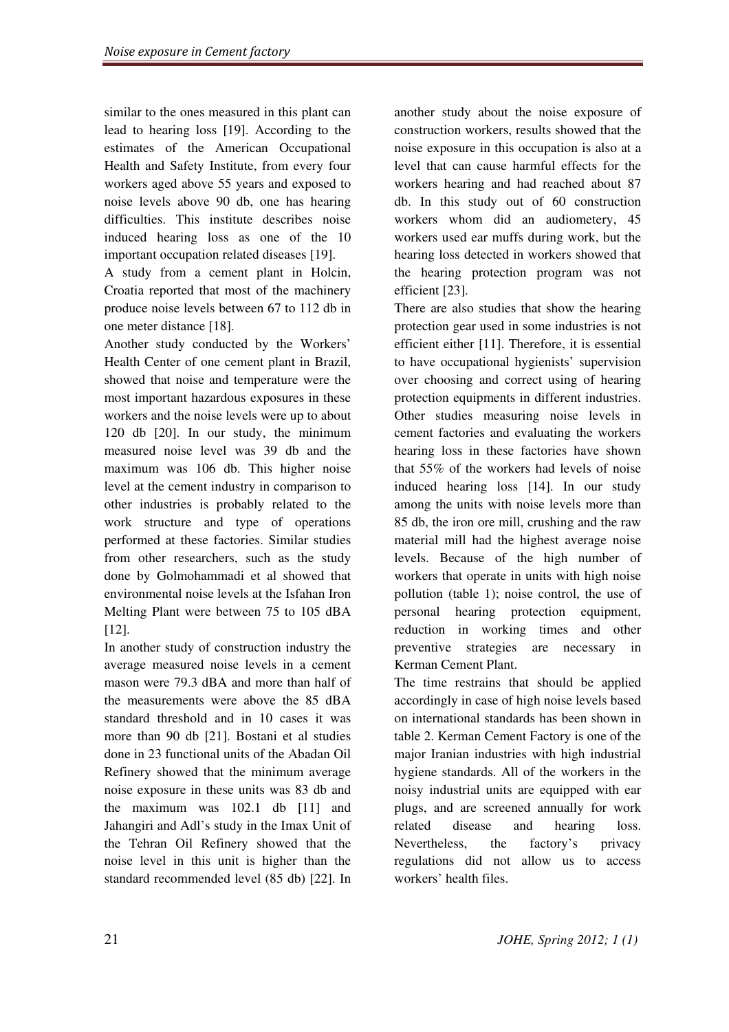similar to the ones measured in this plant can lead to hearing loss [19]. According to the estimates of the American Occupational Health and Safety Institute, from every four workers aged above 55 years and exposed to noise levels above 90 db, one has hearing difficulties. This institute describes noise induced hearing loss as one of the 10 important occupation related diseases [19].

A study from a cement plant in Holcin, Croatia reported that most of the machinery produce noise levels between 67 to 112 db in one meter distance [18].

Another study conducted by the Workers' Health Center of one cement plant in Brazil, showed that noise and temperature were the most important hazardous exposures in these workers and the noise levels were up to about 120 db [20]. In our study, the minimum measured noise level was 39 db and the maximum was 106 db. This higher noise level at the cement industry in comparison to other industries is probably related to the work structure and type of operations performed at these factories. Similar studies from other researchers, such as the study done by Golmohammadi et al showed that environmental noise levels at the Isfahan Iron Melting Plant were between 75 to 105 dBA [12].

In another study of construction industry the average measured noise levels in a cement mason were 79.3 dBA and more than half of the measurements were above the 85 dBA standard threshold and in 10 cases it was more than 90 db [21]. Bostani et al studies done in 23 functional units of the Abadan Oil Refinery showed that the minimum average noise exposure in these units was 83 db and the maximum was 102.1 db [11] and Jahangiri and Adl's study in the Imax Unit of the Tehran Oil Refinery showed that the noise level in this unit is higher than the standard recommended level (85 db) [22]. In another study about the noise exposure of construction workers, results showed that the noise exposure in this occupation is also at a level that can cause harmful effects for the workers hearing and had reached about 87 db. In this study out of 60 construction workers whom did an audiometery, 45 workers used ear muffs during work, but the hearing loss detected in workers showed that the hearing protection program was not efficient [23].

There are also studies that show the hearing protection gear used in some industries is not efficient either [11]. Therefore, it is essential to have occupational hygienists' supervision over choosing and correct using of hearing protection equipments in different industries. Other studies measuring noise levels in cement factories and evaluating the workers hearing loss in these factories have shown that 55% of the workers had levels of noise induced hearing loss [14]. In our study among the units with noise levels more than 85 db, the iron ore mill, crushing and the raw material mill had the highest average noise levels. Because of the high number of workers that operate in units with high noise pollution (table 1); noise control, the use of personal hearing protection equipment, reduction in working times and other preventive strategies are necessary in Kerman Cement Plant.

The time restrains that should be applied accordingly in case of high noise levels based on international standards has been shown in table 2. Kerman Cement Factory is one of the major Iranian industries with high industrial hygiene standards. All of the workers in the noisy industrial units are equipped with ear plugs, and are screened annually for work related disease and hearing loss. Nevertheless, the factory's privacy regulations did not allow us to access workers' health files.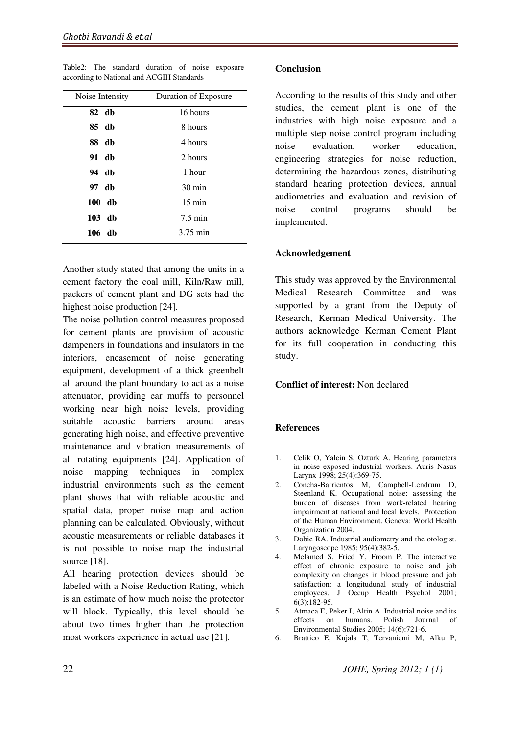Table2: The standard duration of noise exposure according to National and ACGIH Standards

| Noise Intensity | Duration of Exposure |
|---|---|
| **82 db** | 16 hours |
| **85 db** | 8 hours |
| **88 db** | 4 hours |
| **91 db** | 2 hours |
| **94 db** | 1 hour |
| **97 db** | 30 min |
| **100 db** | 15 min |
| **103 db** | 7.5 min |
| **106 db** | 3.75 min |

Another study stated that among the units in a cement factory the coal mill, Kiln/Raw mill, packers of cement plant and DG sets had the highest noise production [24].

The noise pollution control measures proposed for cement plants are provision of acoustic dampeners in foundations and insulators in the interiors, encasement of noise generating equipment, development of a thick greenbelt all around the plant boundary to act as a noise attenuator, providing ear muffs to personnel working near high noise levels, providing suitable acoustic barriers around areas generating high noise, and effective preventive maintenance and vibration measurements of all rotating equipments [24]. Application of noise mapping techniques in complex industrial environments such as the cement plant shows that with reliable acoustic and spatial data, proper noise map and action planning can be calculated. Obviously, without acoustic measurements or reliable databases it is not possible to noise map the industrial source [18].

All hearing protection devices should be labeled with a Noise Reduction Rating, which is an estimate of how much noise the protector will block. Typically, this level should be about two times higher than the protection most workers experience in actual use [21].

**Conclusion**

According to the results of this study and other studies, the cement plant is one of the industries with high noise exposure and a multiple step noise control program including noise evaluation, worker education, engineering strategies for noise reduction, determining the hazardous zones, distributing standard hearing protection devices, annual audiometries and evaluation and revision of noise control programs should be implemented.

**Acknowledgement**

This study was approved by the Environmental Medical Research Committee and was supported by a grant from the Deputy of Research, Kerman Medical University. The authors acknowledge Kerman Cement Plant for its full cooperation in conducting this study.

**Conflict of interest:** Non declared

**References**

1. Celik O, Yalcin S, Ozturk A. Hearing parameters in noise exposed industrial workers. Auris Nasus Larynx 1998; 25(4):369-75.
2. Concha-Barrientos M, Campbell-Lendrum D, Steenland K. Occupational noise: assessing the burden of diseases from work-related hearing impairment at national and local levels. Protection of the Human Environment. Geneva: World Health Organization 2004.
3. Dobie RA. Industrial audiometry and the otologist. Laryngoscope 1985; 95(4):382-5.
4. Melamed S, Fried Y, Froom P. The interactive effect of chronic exposure to noise and job complexity on changes in blood pressure and job satisfaction: a longitudunal study of industrial employees. J Occup Health Psychol 2001; 6(3):182-95.
5. Atmaca E, Peker I, Altin A. Industrial noise and its effects on humans. Polish Journal of Environmental Studies 2005; 14(6):721-6.
6. Brattico E, Kujala T, Tervaniemi M, Alku P,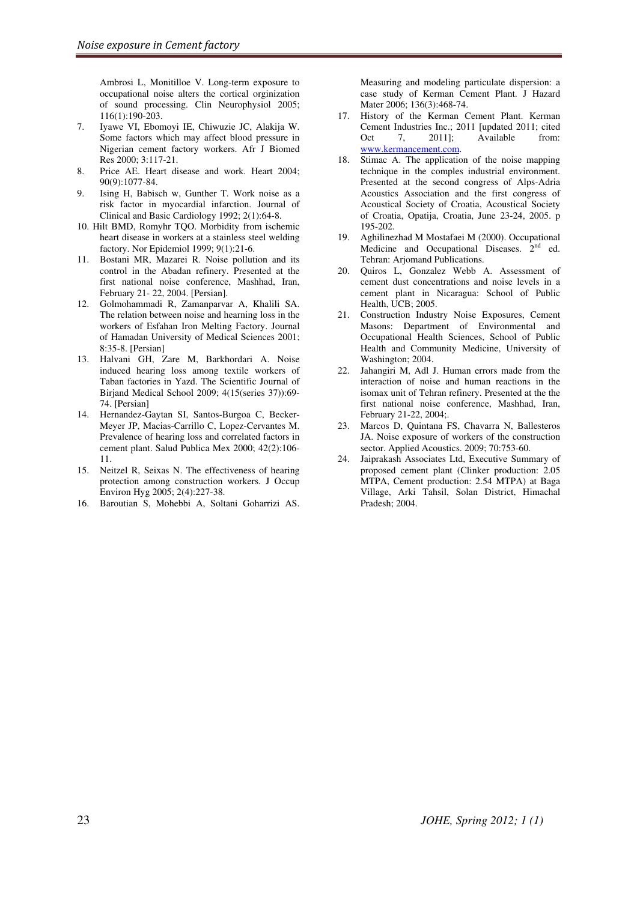Ambrosi L, Monitilloe V. Long-term exposure to occupational noise alters the cortical orginization of sound processing. Clin Neurophysiol 2005; 116(1):190-203.

7. Iyawe VI, Ebomoyi IE, Chiwuzie JC, Alakija W. Some factors which may affect blood pressure in Nigerian cement factory workers. Afr J Biomed Res 2000; 3:117-21.
8. Price AE. Heart disease and work. Heart 2004; 90(9):1077-84.
9. Ising H, Babisch w, Gunther T. Work noise as a risk factor in myocardial infarction. Journal of Clinical and Basic Cardiology 1992; 2(1):64-8.
10. Hilt BMD, Romyhr TQO. Morbidity from ischemic heart disease in workers at a stainless steel welding factory. Nor Epidemiol 1999; 9(1):21-6.
11. Bostani MR, Mazarei R. Noise pollution and its control in the Abadan refinery. Presented at the first national noise conference, Mashhad, Iran, February 21- 22, 2004. [Persian].
12. Golmohammadi R, Zamanparvar A, Khalili SA. The relation between noise and hearning loss in the workers of Esfahan Iron Melting Factory. Journal of Hamadan University of Medical Sciences 2001; 8:35-8. [Persian]
13. Halvani GH, Zare M, Barkhordari A. Noise induced hearing loss among textile workers of Taban factories in Yazd. The Scientific Journal of Birjand Medical School 2009; 4(15(series 37)):69-74. [Persian]
14. Hernandez-Gaytan SI, Santos-Burgoa C, Becker-Meyer JP, Macias-Carrillo C, Lopez-Cervantes M. Prevalence of hearing loss and correlated factors in cement plant. Salud Publica Mex 2000; 42(2):106-11.
15. Neitzel R, Seixas N. The effectiveness of hearing protection among construction workers. J Occup Environ Hyg 2005; 2(4):227-38.
16. Baroutian S, Mohebbi A, Soltani Goharrizi AS. Measuring and modeling particulate dispersion: a case study of Kerman Cement Plant. J Hazard Mater 2006; 136(3):468-74.
17. History of the Kerman Cement Plant. Kerman Cement Industries Inc.; 2011 [updated 2011; cited Oct 7, 2011]; Available from: www.kermancement.com.
18. Stimac A. The application of the noise mapping technique in the comples industrial environment. Presented at the second congress of Alps-Adria Acoustics Association and the first congress of Acoustical Society of Croatia, Acoustical Society of Croatia, Opatija, Croatia, June 23-24, 2005. p 195-202.
19. Aghilinezhad M Mostafaei M (2000). Occupational Medicine and Occupational Diseases. 2nd ed. Tehran: Arjomand Publications.
20. Quiros L, Gonzalez Webb A. Assessment of cement dust concentrations and noise levels in a cement plant in Nicaragua: School of Public Health, UCB; 2005.
21. Construction Industry Noise Exposures, Cement Masons: Department of Environmental and Occupational Health Sciences, School of Public Health and Community Medicine, University of Washington; 2004.
22. Jahangiri M, Adl J. Human errors made from the interaction of noise and human reactions in the isomax unit of Tehran refinery. Presented at the the first national noise conference, Mashhad, Iran, February 21-22, 2004;.
23. Marcos D, Quintana FS, Chavarra N, Ballesteros JA. Noise exposure of workers of the construction sector. Applied Acoustics. 2009; 70:753-60.
24. Jaiprakash Associates Ltd, Executive Summary of proposed cement plant (Clinker production: 2.05 MTPA, Cement production: 2.54 MTPA) at Baga Village, Arki Tahsil, Solan District, Himachal Pradesh; 2004.